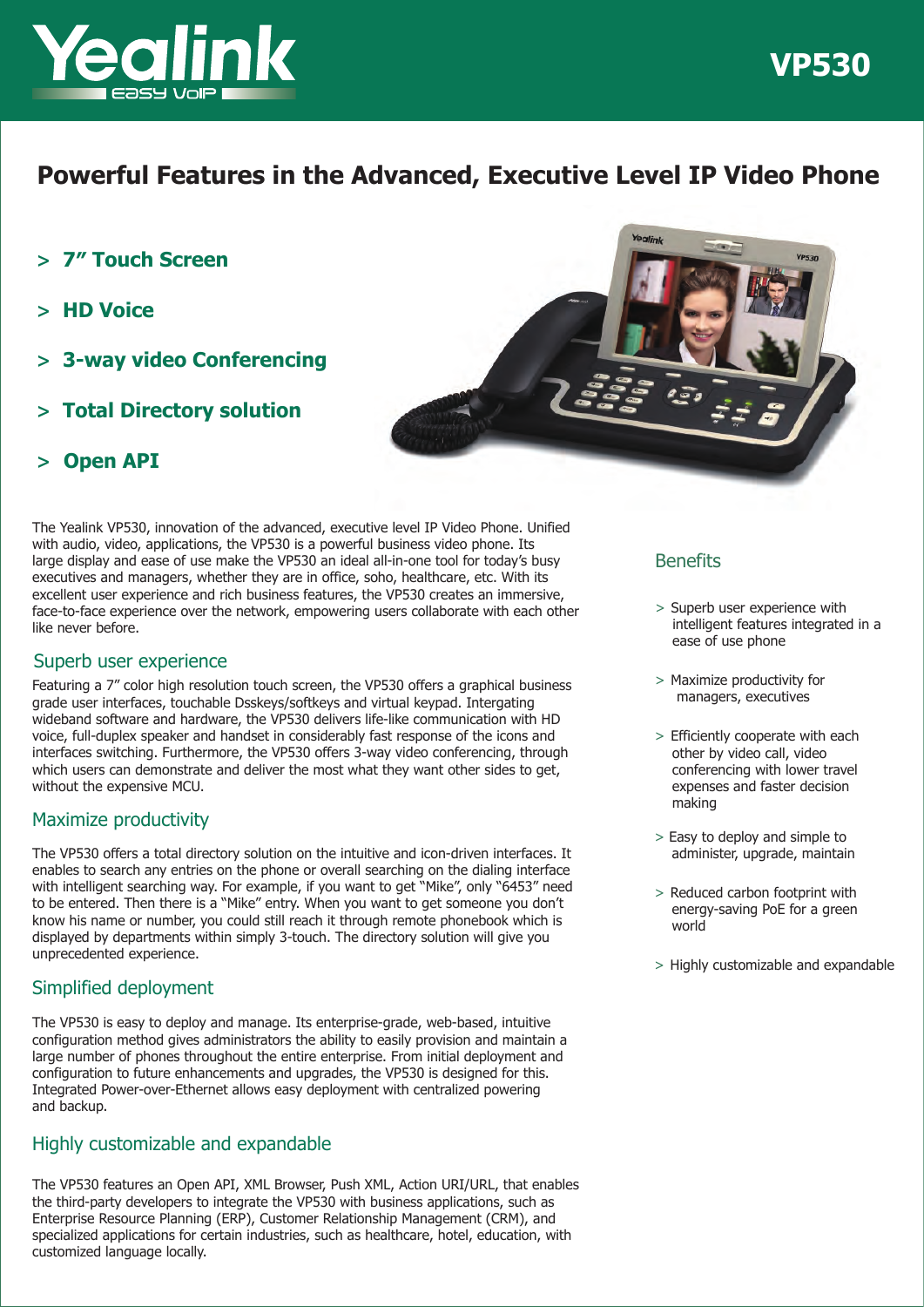# Yealink VP530

## Powerful Features in the Advanced, Executive Level IP Video Phone

- **7" Touch Screen**
- **HD Voice**
- **3-way video Conferencing**
- **Total Directory solution**
- **Open API**

The Yealink VP530, innovation of the advanced, executive level IP Video Phone. Unified with audio, video, applications, the VP530 is a powerful business video phone. Its large display and ease of use make the VP530 an ideal all-in-one tool for today's busy executives and managers, whether they are in office, soho, healthcare, etc. With its excellent user experience and rich business features, the VP530 creates an immersive, face-to-face experience over the network, empowering users collaborate with each other like never before.

### Superb user experience

Featuring a 7" color high resolution touch screen, the VP530 offers a graphical business grade user interfaces, touchable Dsskeys/softkeys and virtual keypad. Intergating wideband software and hardware, the VP530 delivers life-like communication with HD voice, full-duplex speaker and handset in considerably fast response of the icons and interfaces switching. Furthermore, the VP530 offers 3-way video conferencing, through which users can demonstrate and deliver the most what they want other sides to get, without the expensive MCU.

### Maximize productivity

The VP530 offers a total directory solution on the intuitive and icon-driven interfaces. It enables to search any entries on the phone or overall searching on the dialing interface with intelligent searching way. For example, if you want to get "Mike", only "6453" need to be entered. Then there is a "Mike" entry. When you want to get someone you don't know his name or number, you could still reach it through remote phonebook which is displayed by departments within simply 3-touch. The directory solution will give you unprecedented experience.

### Simplified deployment

The VP530 is easy to deploy and manage. Its enterprise-grade, web-based, intuitive configuration method gives administrators the ability to easily provision and maintain a large number of phones throughout the entire enterprise. From initial deployment and configuration to future enhancements and upgrades, the VP530 is designed for this. Integrated Power-over-Ethernet allows easy deployment with centralized powering and backup.

### Highly customizable and expandable

The VP530 features an Open API, XML Browser, Push XML, Action URI/URL, that enables the third-party developers to integrate the VP530 with business applications, such as Enterprise Resource Planning (ERP), Customer Relationship Management (CRM), and specialized applications for certain industries, such as healthcare, hotel, education, with customized language locally.

### Benefits

- Superb user experience with intelligent features integrated in a ease of use phone
- Maximize productivity for managers, executives
- Efficiently cooperate with each other by video call, video conferencing with lower travel expenses and faster decision making
- Easy to deploy and simple to administer, upgrade, maintain
- Reduced carbon footprint with energy-saving PoE for a green world
- Highly customizable and expandable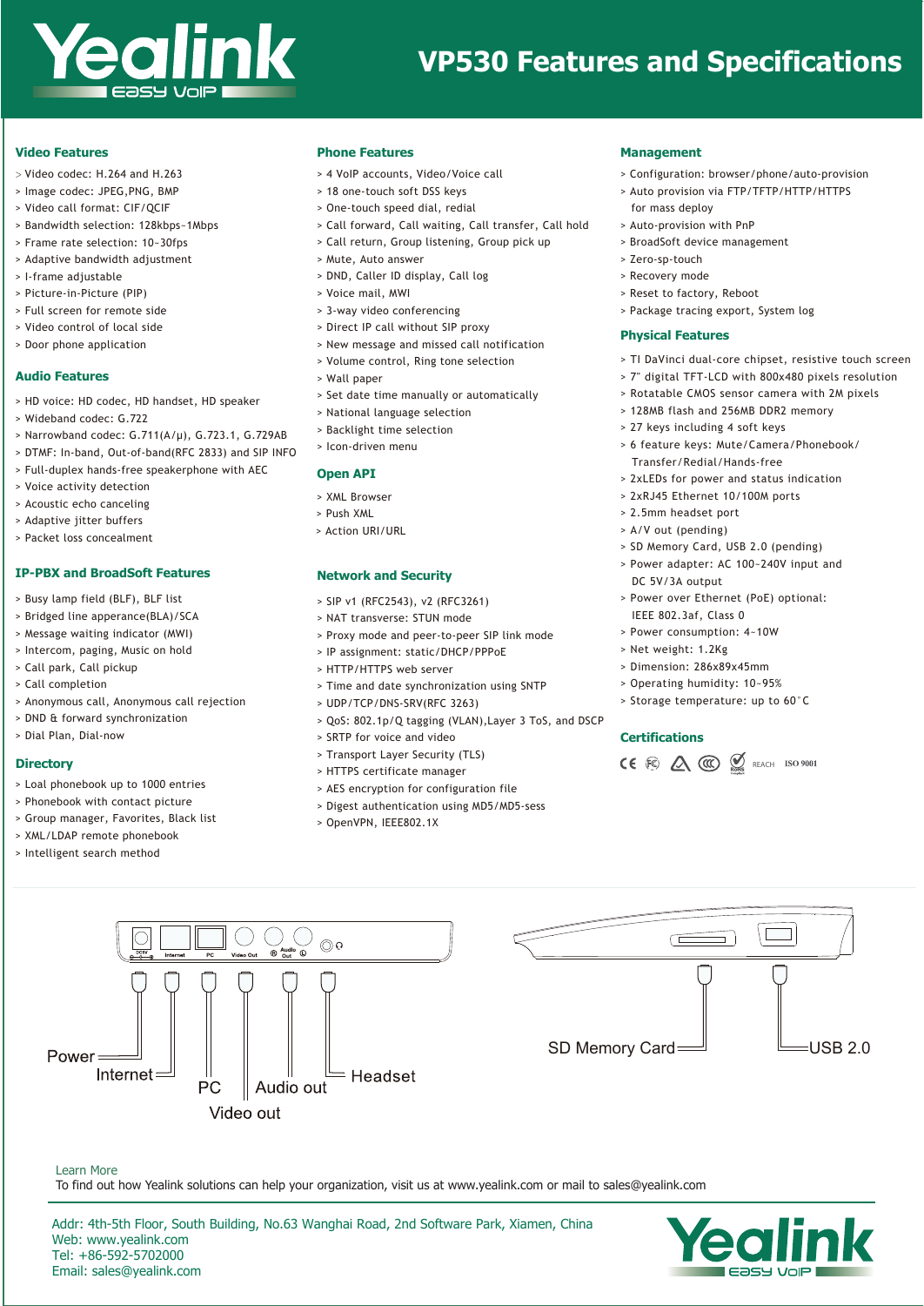# VP530 Features and Specifications

## Video Features

> Video codec: H.264 and H.263
> Image codec: JPEG,PNG, BMP
> Video call format: CIF/QCIF
> Bandwidth selection: 128kbps~1Mbps
> Frame rate selection: 10~30fps
> Adaptive bandwidth adjustment
> I-frame adjustable
> Picture-in-Picture (PIP)
> Full screen for remote side
> Video control of local side
> Door phone application

## Audio Features

> HD voice: HD codec, HD handset, HD speaker
> Wideband codec: G.722
> Narrowband codec: G.711(A/μ), G.723.1, G.729AB
> DTMF: In-band, Out-of-band(RFC 2833) and SIP INFO
> Full-duplex hands-free speakerphone with AEC
> Voice activity detection
> Acoustic echo canceling
> Adaptive jitter buffers
> Packet loss concealment

## IP-PBX and BroadSoft Features

> Busy lamp field (BLF), BLF list
> Bridged line apperance(BLA)/SCA
> Message waiting indicator (MWI)
> Intercom, paging, Music on hold
> Call park, Call pickup
> Call completion
> Anonymous call, Anonymous call rejection
> DND & forward synchronization
> Dial Plan, Dial-now

## Directory

> Loal phonebook up to 1000 entries
> Phonebook with contact picture
> Group manager, Favorites, Black list
> XML/LDAP remote phonebook
> Intelligent search method

## Phone Features

> 4 VoIP accounts, Video/Voice call
> 18 one-touch soft DSS keys
> One-touch speed dial, redial
> Call forward, Call waiting, Call transfer, Call hold
> Call return, Group listening, Group pick up
> Mute, Auto answer
> DND, Caller ID display, Call log
> Voice mail, MWI
> 3-way video conferencing
> Direct IP call without SIP proxy
> New message and missed call notification
> Volume control, Ring tone selection
> Wall paper
> Set date time manually or automatically
> National language selection
> Backlight time selection
> Icon-driven menu

## Open API

> XML Browser
> Push XML
> Action URI/URL

## Network and Security

> SIP v1 (RFC2543), v2 (RFC3261)
> NAT transverse: STUN mode
> Proxy mode and peer-to-peer SIP link mode
> IP assignment: static/DHCP/PPPoE
> HTTP/HTTPS web server
> Time and date synchronization using SNTP
> UDP/TCP/DNS-SRV(RFC 3263)
> QoS: 802.1p/Q tagging (VLAN),Layer 3 ToS, and DSCP
> SRTP for voice and video
> Transport Layer Security (TLS)
> HTTPS certificate manager
> AES encryption for configuration file
> Digest authentication using MD5/MD5-sess
> OpenVPN, IEEE802.1X

## Management

> Configuration: browser/phone/auto-provision
> Auto provision via FTP/TFTP/HTTP/HTTPS for mass deploy
> Auto-provision with PnP
> BroadSoft device management
> Zero-sp-touch
> Recovery mode
> Reset to factory, Reboot
> Package tracing export, System log

## Physical Features

> TI DaVinci dual-core chipset, resistive touch screen
> 7" digital TFT-LCD with 800x480 pixels resolution
> Rotatable CMOS sensor camera with 2M pixels
> 128MB flash and 256MB DDR2 memory
> 27 keys including 4 soft keys
> 6 feature keys: Mute/Camera/Phonebook/Transfer/Redial/Hands-free
> 2xLEDs for power and status indication
> 2xRJ45 Ethernet 10/100M ports
> 2.5mm headset port
> A/V out (pending)
> SD Memory Card, USB 2.0 (pending)
> Power adapter: AC 100~240V input and DC 5V/3A output
> Power over Ethernet (PoE) optional: IEEE 802.3af, Class 0
> Power consumption: 4~10W
> Net weight: 1.2Kg
> Dimension: 286x89x45mm
> Operating humidity: 10~95%
> Storage temperature: up to 60°C

## Certifications

REACH ISO 9001

Power
Internet
PC
Video out
Audio out
Headset

SD Memory Card
USB 2.0

Learn More
To find out how Yealink solutions can help your organization, visit us at www.yealink.com or mail to sales@yealink.com

Addr: 4th-5th Floor, South Building, No.63 Wanghai Road, 2nd Software Park, Xiamen, China
Web: www.yealink.com
Tel: +86-592-5702000
Email: sales@yealink.com